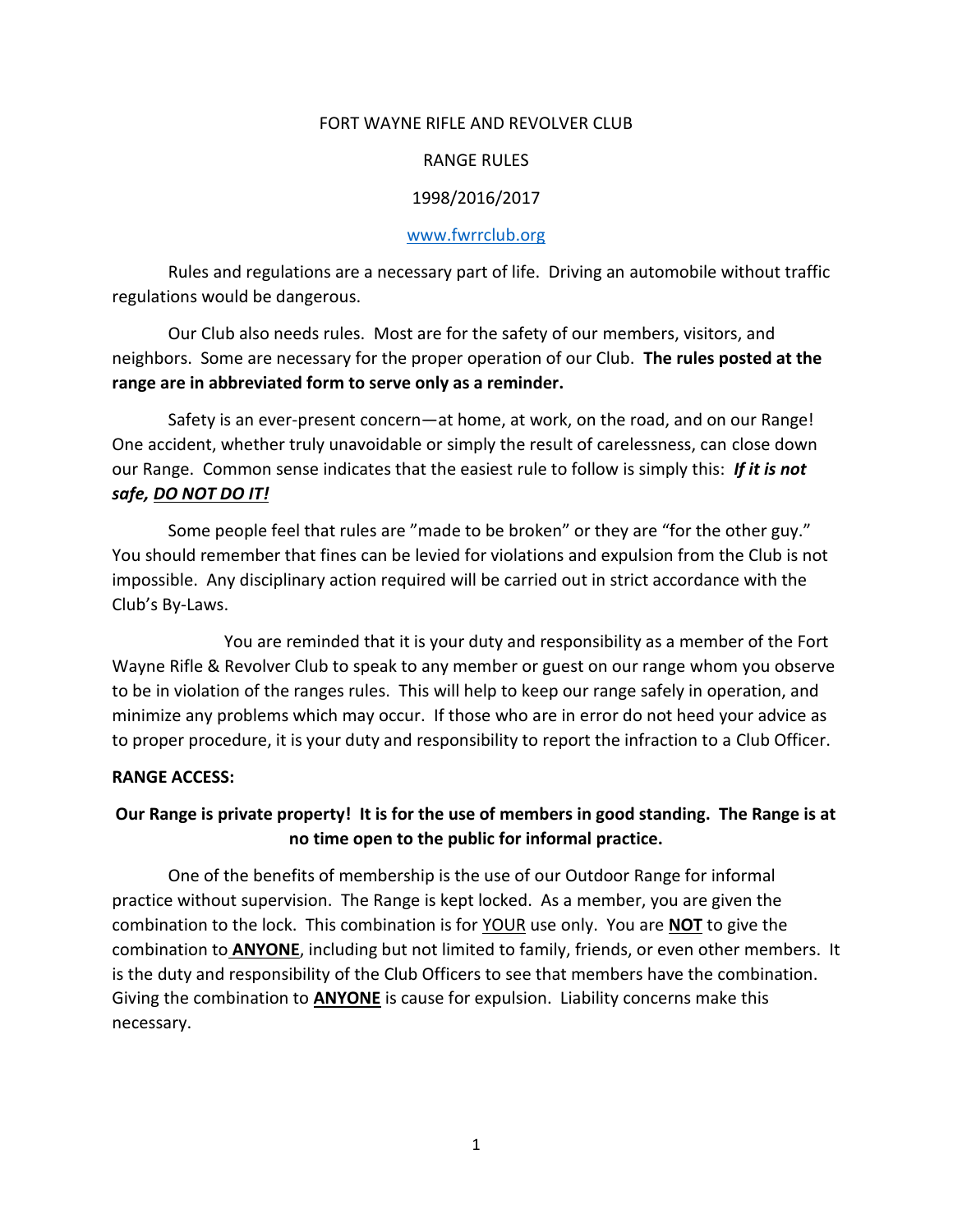# FORT WAYNE RIFLE AND REVOLVER CLUB

## RANGE RULES

1998/2016/2017

www.fwrrclub.org

Rules and regulations are a necessary part of life. Driving an automobile without traffic regulations would be dangerous.

Our Club also needs rules. Most are for the safety of our members, visitors, and neighbors. Some are necessary for the proper operation of our Club. **The rules posted at the range are in abbreviated form to serve only as a reminder.**

Safety is an ever-present concern—at home, at work, on the road, and on our Range! One accident, whether truly unavoidable or simply the result of carelessness, can close down our Range. Common sense indicates that the easiest rule to follow is simply this: ***If it is not safe, <u>DO NOT DO IT!</u>***

Some people feel that rules are "made to be broken" or they are "for the other guy." You should remember that fines can be levied for violations and expulsion from the Club is not impossible. Any disciplinary action required will be carried out in strict accordance with the Club's By-Laws.

You are reminded that it is your duty and responsibility as a member of the Fort Wayne Rifle & Revolver Club to speak to any member or guest on our range whom you observe to be in violation of the ranges rules. This will help to keep our range safely in operation, and minimize any problems which may occur. If those who are in error do not heed your advice as to proper procedure, it is your duty and responsibility to report the infraction to a Club Officer.

**RANGE ACCESS:**

**Our Range is private property! It is for the use of members in good standing. The Range is at no time open to the public for informal practice.**

One of the benefits of membership is the use of our Outdoor Range for informal practice without supervision. The Range is kept locked. As a member, you are given the combination to the lock. This combination is for <u>YOUR</u> use only. You are **<u>NOT</u>** to give the combination to **<u>ANYONE</u>**, including but not limited to family, friends, or even other members. It is the duty and responsibility of the Club Officers to see that members have the combination. Giving the combination to **<u>ANYONE</u>** is cause for expulsion. Liability concerns make this necessary.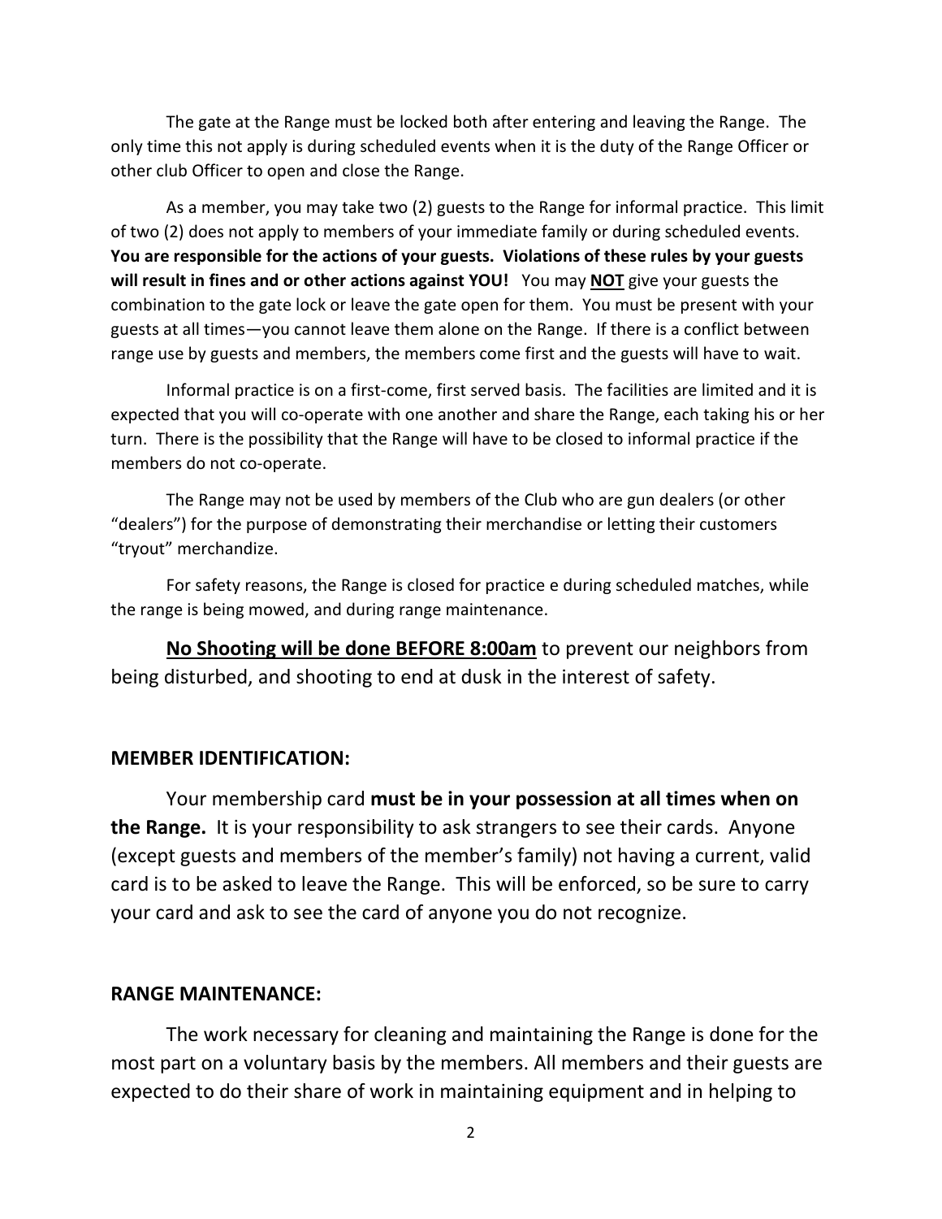The gate at the Range must be locked both after entering and leaving the Range. The only time this not apply is during scheduled events when it is the duty of the Range Officer or other club Officer to open and close the Range.

As a member, you may take two (2) guests to the Range for informal practice. This limit of two (2) does not apply to members of your immediate family or during scheduled events. **You are responsible for the actions of your guests. Violations of these rules by your guests will result in fines and or other actions against YOU!** You may **NOT** give your guests the combination to the gate lock or leave the gate open for them. You must be present with your guests at all times—you cannot leave them alone on the Range. If there is a conflict between range use by guests and members, the members come first and the guests will have to wait.

Informal practice is on a first-come, first served basis. The facilities are limited and it is expected that you will co-operate with one another and share the Range, each taking his or her turn. There is the possibility that the Range will have to be closed to informal practice if the members do not co-operate.

The Range may not be used by members of the Club who are gun dealers (or other "dealers") for the purpose of demonstrating their merchandise or letting their customers "tryout" merchandize.

For safety reasons, the Range is closed for practice e during scheduled matches, while the range is being mowed, and during range maintenance.

**No Shooting will be done BEFORE 8:00am** to prevent our neighbors from being disturbed, and shooting to end at dusk in the interest of safety.

## MEMBER IDENTIFICATION:

Your membership card **must be in your possession at all times when on the Range.** It is your responsibility to ask strangers to see their cards. Anyone (except guests and members of the member's family) not having a current, valid card is to be asked to leave the Range. This will be enforced, so be sure to carry your card and ask to see the card of anyone you do not recognize.

## RANGE MAINTENANCE:

The work necessary for cleaning and maintaining the Range is done for the most part on a voluntary basis by the members. All members and their guests are expected to do their share of work in maintaining equipment and in helping to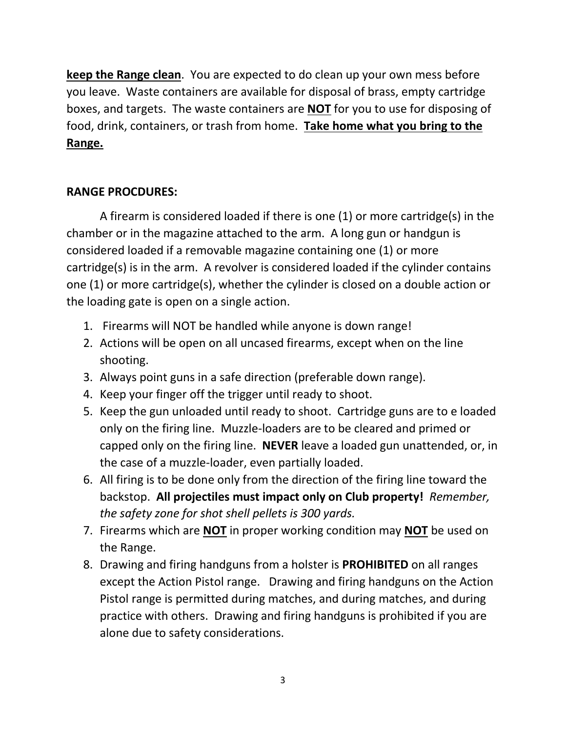**<u>keep the Range clean</u>**. You are expected to do clean up your own mess before you leave. Waste containers are available for disposal of brass, empty cartridge boxes, and targets. The waste containers are **<u>NOT</u>** for you to use for disposing of food, drink, containers, or trash from home. **<u>Take home what you bring to the Range.</u>**

**RANGE PROCDURES:**

A firearm is considered loaded if there is one (1) or more cartridge(s) in the chamber or in the magazine attached to the arm. A long gun or handgun is considered loaded if a removable magazine containing one (1) or more cartridge(s) is in the arm. A revolver is considered loaded if the cylinder contains one (1) or more cartridge(s), whether the cylinder is closed on a double action or the loading gate is open on a single action.

1. Firearms will NOT be handled while anyone is down range!
2. Actions will be open on all uncased firearms, except when on the line shooting.
3. Always point guns in a safe direction (preferable down range).
4. Keep your finger off the trigger until ready to shoot.
5. Keep the gun unloaded until ready to shoot. Cartridge guns are to e loaded only on the firing line. Muzzle-loaders are to be cleared and primed or capped only on the firing line. **NEVER** leave a loaded gun unattended, or, in the case of a muzzle-loader, even partially loaded.
6. All firing is to be done only from the direction of the firing line toward the backstop. **All projectiles must impact only on Club property!** *Remember, the safety zone for shot shell pellets is 300 yards.*
7. Firearms which are **<u>NOT</u>** in proper working condition may **<u>NOT</u>** be used on the Range.
8. Drawing and firing handguns from a holster is **PROHIBITED** on all ranges except the Action Pistol range. Drawing and firing handguns on the Action Pistol range is permitted during matches, and during matches, and during practice with others. Drawing and firing handguns is prohibited if you are alone due to safety considerations.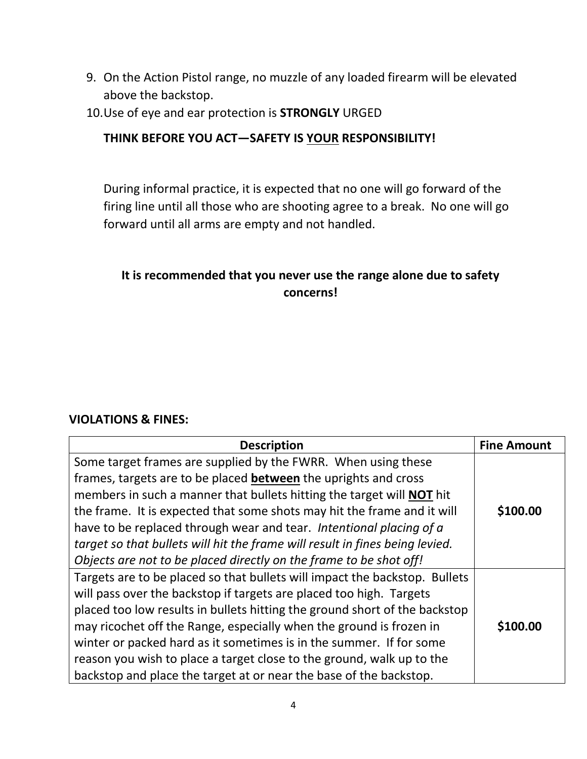9. On the Action Pistol range, no muzzle of any loaded firearm will be elevated above the backstop.
10. Use of eye and ear protection is **STRONGLY** URGED

**THINK BEFORE YOU ACT—SAFETY IS <u>YOUR</u> RESPONSIBILITY!**

During informal practice, it is expected that no one will go forward of the firing line until all those who are shooting agree to a break. No one will go forward until all arms are empty and not handled.

**It is recommended that you never use the range alone due to safety concerns!**

**VIOLATIONS & FINES:**

| Description | Fine Amount |
|---|---|
| Some target frames are supplied by the FWRR. When using these frames, targets are to be placed **<u>between</u>** the uprights and cross members in such a manner that bullets hitting the target will **<u>NOT</u>** hit the frame. It is expected that some shots may hit the frame and it will have to be replaced through wear and tear. *Intentional placing of a target so that bullets will hit the frame will result in fines being levied. Objects are not to be placed directly on the frame to be shot off!* | **\$100.00** |
| Targets are to be placed so that bullets will impact the backstop. Bullets will pass over the backstop if targets are placed too high. Targets placed too low results in bullets hitting the ground short of the backstop may ricochet off the Range, especially when the ground is frozen in winter or packed hard as it sometimes is in the summer. If for some reason you wish to place a target close to the ground, walk up to the backstop and place the target at or near the base of the backstop. | **\$100.00** |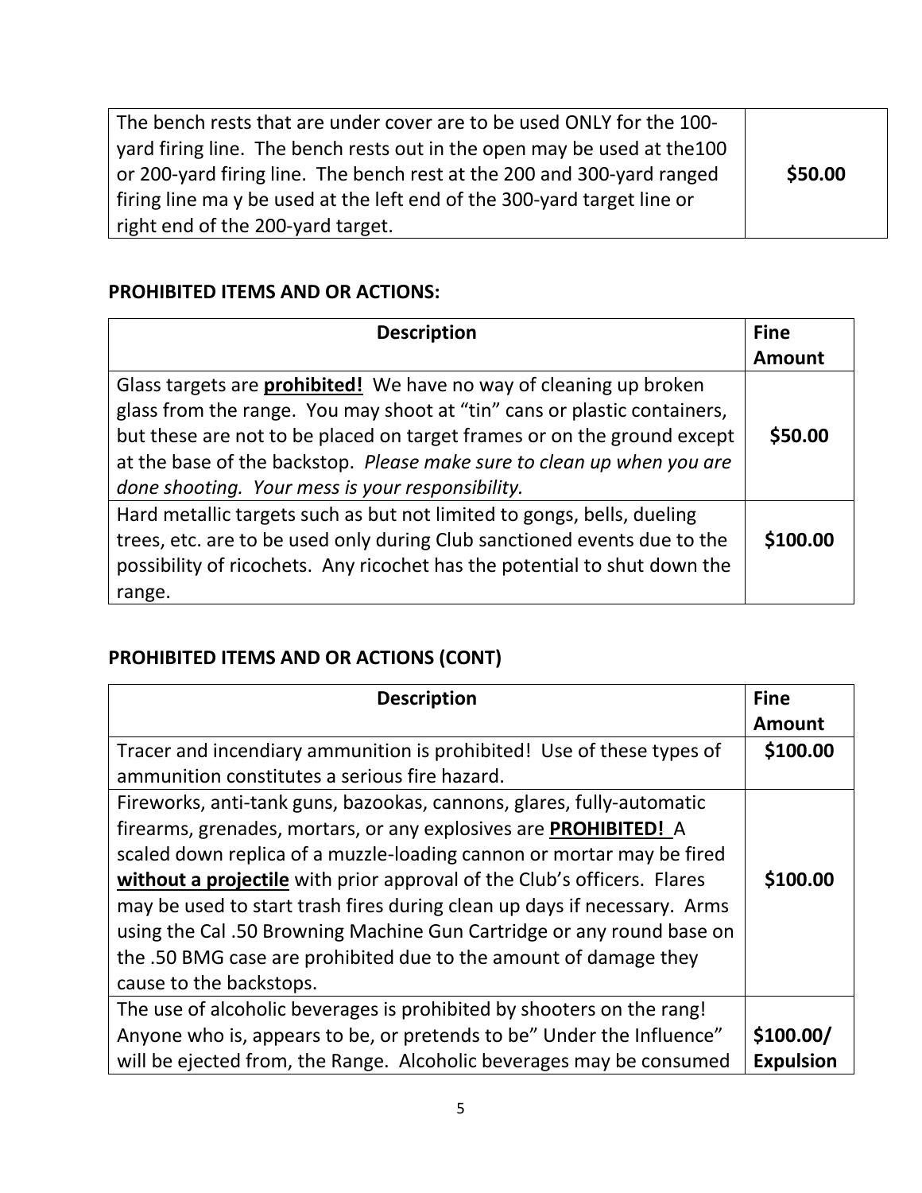| | |
|---|---|
| The bench rests that are under cover are to be used ONLY for the 100-yard firing line. The bench rests out in the open may be used at the100 or 200-yard firing line. The bench rest at the 200 and 300-yard ranged firing line ma y be used at the left end of the 300-yard target line or right end of the 200-yard target. | **$50.00** |

## PROHIBITED ITEMS AND OR ACTIONS:

| Description | Fine Amount |
|---|---|
| Glass targets are <u>**prohibited!**</u> We have no way of cleaning up broken glass from the range. You may shoot at "tin" cans or plastic containers, but these are not to be placed on target frames or on the ground except at the base of the backstop. *Please make sure to clean up when you are done shooting. Your mess is your responsibility.* | **$50.00** |
| Hard metallic targets such as but not limited to gongs, bells, dueling trees, etc. are to be used only during Club sanctioned events due to the possibility of ricochets. Any ricochet has the potential to shut down the range. | **$100.00** |

## PROHIBITED ITEMS AND OR ACTIONS (CONT)

| Description | Fine Amount |
|---|---|
| Tracer and incendiary ammunition is prohibited! Use of these types of ammunition constitutes a serious fire hazard. | **$100.00** |
| Fireworks, anti-tank guns, bazookas, cannons, glares, fully-automatic firearms, grenades, mortars, or any explosives are <u>**PROHIBITED!**</u> A scaled down replica of a muzzle-loading cannon or mortar may be fired <u>**without a projectile**</u> with prior approval of the Club's officers. Flares may be used to start trash fires during clean up days if necessary. Arms using the Cal .50 Browning Machine Gun Cartridge or any round base on the .50 BMG case are prohibited due to the amount of damage they cause to the backstops. | **$100.00** |
| The use of alcoholic beverages is prohibited by shooters on the rang! Anyone who is, appears to be, or pretends to be" Under the Influence" will be ejected from, the Range. Alcoholic beverages may be consumed | **$100.00/ Expulsion** |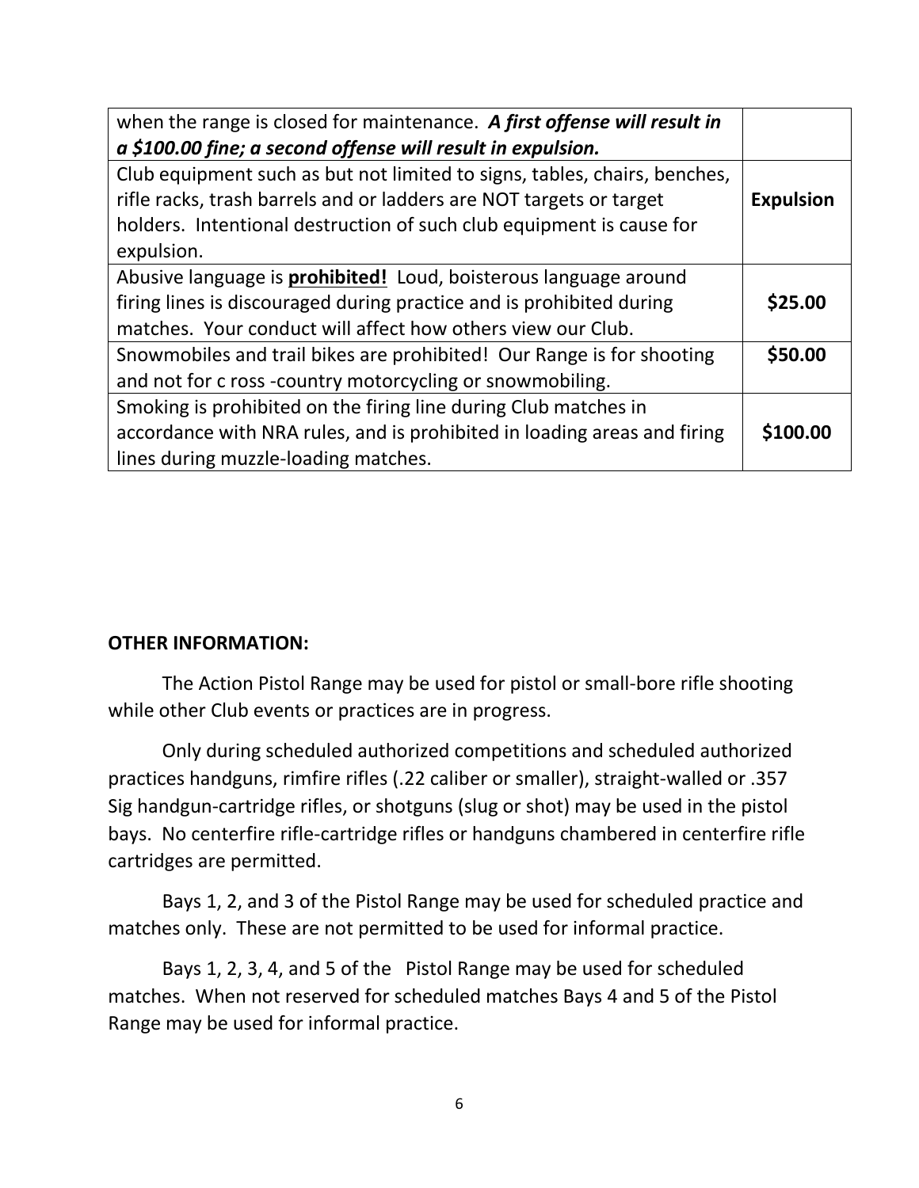| | |
|---|---|
| when the range is closed for maintenance. ***A first offense will result in a $100.00 fine; a second offense will result in expulsion.*** | |
| Club equipment such as but not limited to signs, tables, chairs, benches, rifle racks, trash barrels and or ladders are NOT targets or target holders. Intentional destruction of such club equipment is cause for expulsion. | **Expulsion** |
| Abusive language is **prohibited!** Loud, boisterous language around firing lines is discouraged during practice and is prohibited during matches. Your conduct will affect how others view our Club. | **$25.00** |
| Snowmobiles and trail bikes are prohibited! Our Range is for shooting and not for c ross -country motorcycling or snowmobiling. | **$50.00** |
| Smoking is prohibited on the firing line during Club matches in accordance with NRA rules, and is prohibited in loading areas and firing lines during muzzle-loading matches. | **$100.00** |

**OTHER INFORMATION:**

The Action Pistol Range may be used for pistol or small-bore rifle shooting while other Club events or practices are in progress.

Only during scheduled authorized competitions and scheduled authorized practices handguns, rimfire rifles (.22 caliber or smaller), straight-walled or .357 Sig handgun-cartridge rifles, or shotguns (slug or shot) may be used in the pistol bays. No centerfire rifle-cartridge rifles or handguns chambered in centerfire rifle cartridges are permitted.

Bays 1, 2, and 3 of the Pistol Range may be used for scheduled practice and matches only. These are not permitted to be used for informal practice.

Bays 1, 2, 3, 4, and 5 of the Pistol Range may be used for scheduled matches. When not reserved for scheduled matches Bays 4 and 5 of the Pistol Range may be used for informal practice.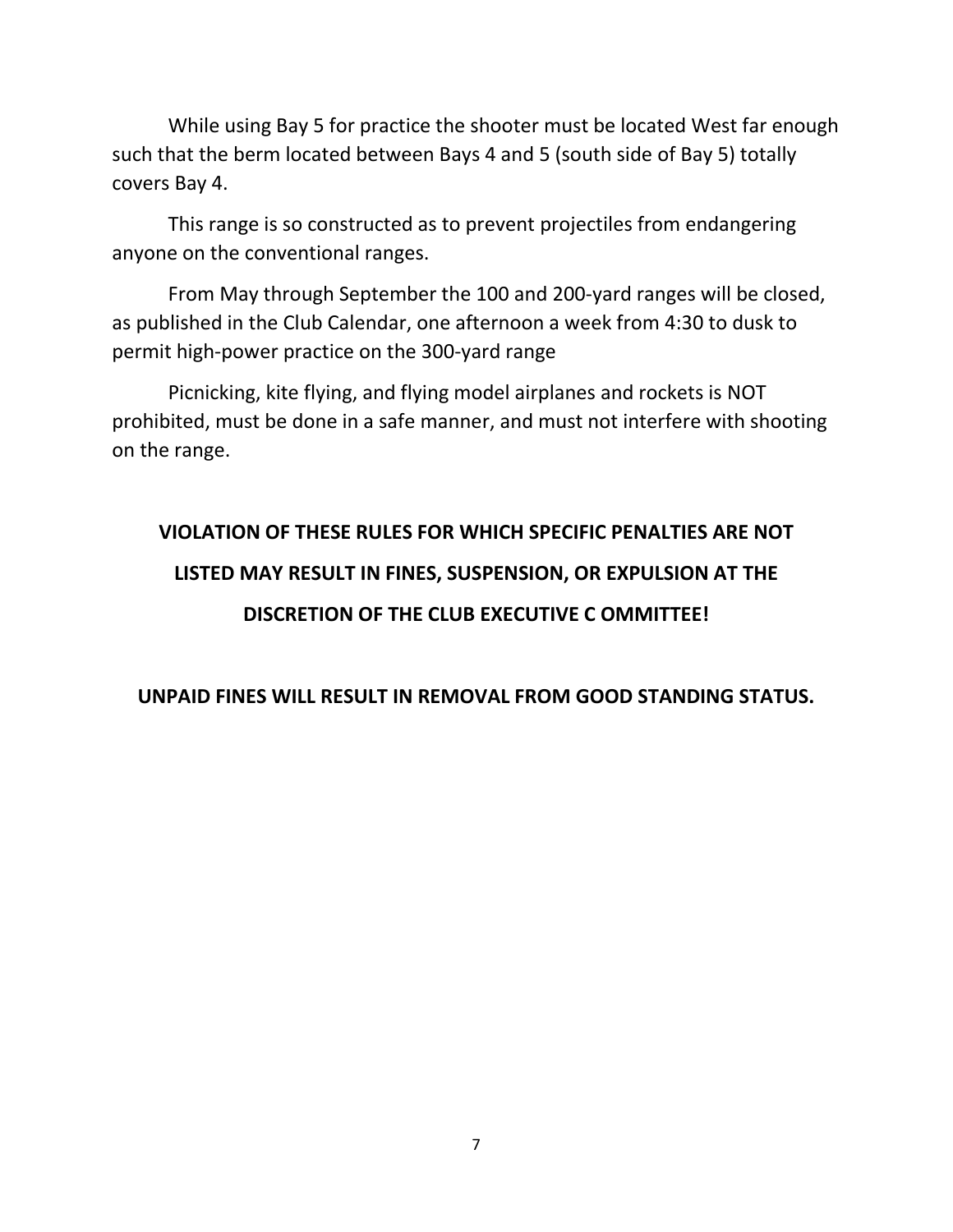While using Bay 5 for practice the shooter must be located West far enough such that the berm located between Bays 4 and 5 (south side of Bay 5) totally covers Bay 4.

This range is so constructed as to prevent projectiles from endangering anyone on the conventional ranges.

From May through September the 100 and 200-yard ranges will be closed, as published in the Club Calendar, one afternoon a week from 4:30 to dusk to permit high-power practice on the 300-yard range

Picnicking, kite flying, and flying model airplanes and rockets is NOT prohibited, must be done in a safe manner, and must not interfere with shooting on the range.

**VIOLATION OF THESE RULES FOR WHICH SPECIFIC PENALTIES ARE NOT LISTED MAY RESULT IN FINES, SUSPENSION, OR EXPULSION AT THE DISCRETION OF THE CLUB EXECUTIVE C OMMITTEE!**

**UNPAID FINES WILL RESULT IN REMOVAL FROM GOOD STANDING STATUS.**